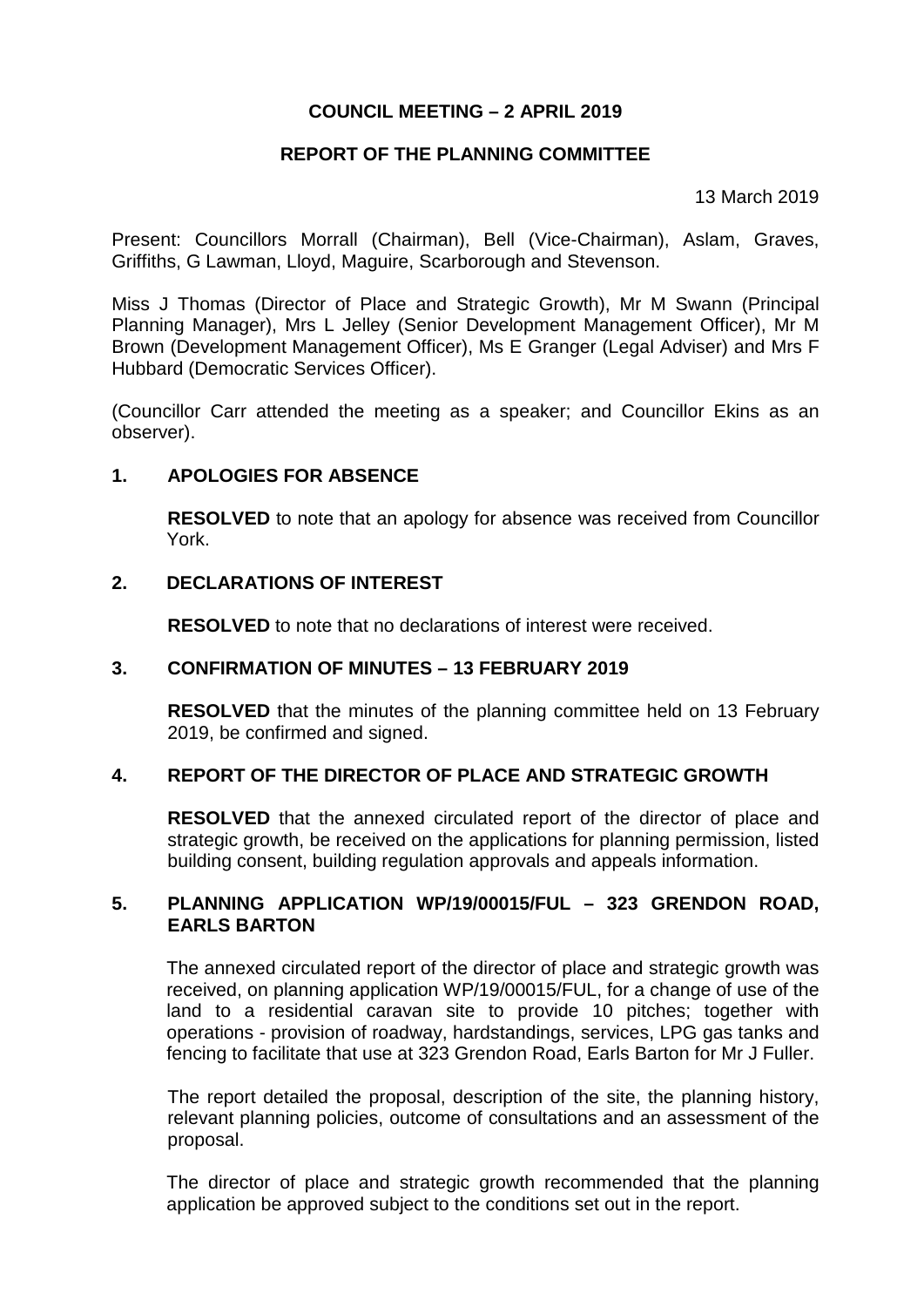**COUNCIL MEETING – 2 APRIL 2019**

**REPORT OF THE PLANNING COMMITTEE**

13 March 2019

Present: Councillors Morrall (Chairman), Bell (Vice-Chairman), Aslam, Graves, Griffiths, G Lawman, Lloyd, Maguire, Scarborough and Stevenson.

Miss J Thomas (Director of Place and Strategic Growth), Mr M Swann (Principal Planning Manager), Mrs L Jelley (Senior Development Management Officer), Mr M Brown (Development Management Officer), Ms E Granger (Legal Adviser) and Mrs F Hubbard (Democratic Services Officer).

(Councillor Carr attended the meeting as a speaker; and Councillor Ekins as an observer).

## 1. APOLOGIES FOR ABSENCE

**RESOLVED** to note that an apology for absence was received from Councillor York.

## 2. DECLARATIONS OF INTEREST

**RESOLVED** to note that no declarations of interest were received.

## 3. CONFIRMATION OF MINUTES – 13 FEBRUARY 2019

**RESOLVED** that the minutes of the planning committee held on 13 February 2019, be confirmed and signed.

## 4. REPORT OF THE DIRECTOR OF PLACE AND STRATEGIC GROWTH

**RESOLVED** that the annexed circulated report of the director of place and strategic growth, be received on the applications for planning permission, listed building consent, building regulation approvals and appeals information.

## 5. PLANNING APPLICATION WP/19/00015/FUL – 323 GRENDON ROAD, EARLS BARTON

The annexed circulated report of the director of place and strategic growth was received, on planning application WP/19/00015/FUL, for a change of use of the land to a residential caravan site to provide 10 pitches; together with operations - provision of roadway, hardstandings, services, LPG gas tanks and fencing to facilitate that use at 323 Grendon Road, Earls Barton for Mr J Fuller.

The report detailed the proposal, description of the site, the planning history, relevant planning policies, outcome of consultations and an assessment of the proposal.

The director of place and strategic growth recommended that the planning application be approved subject to the conditions set out in the report.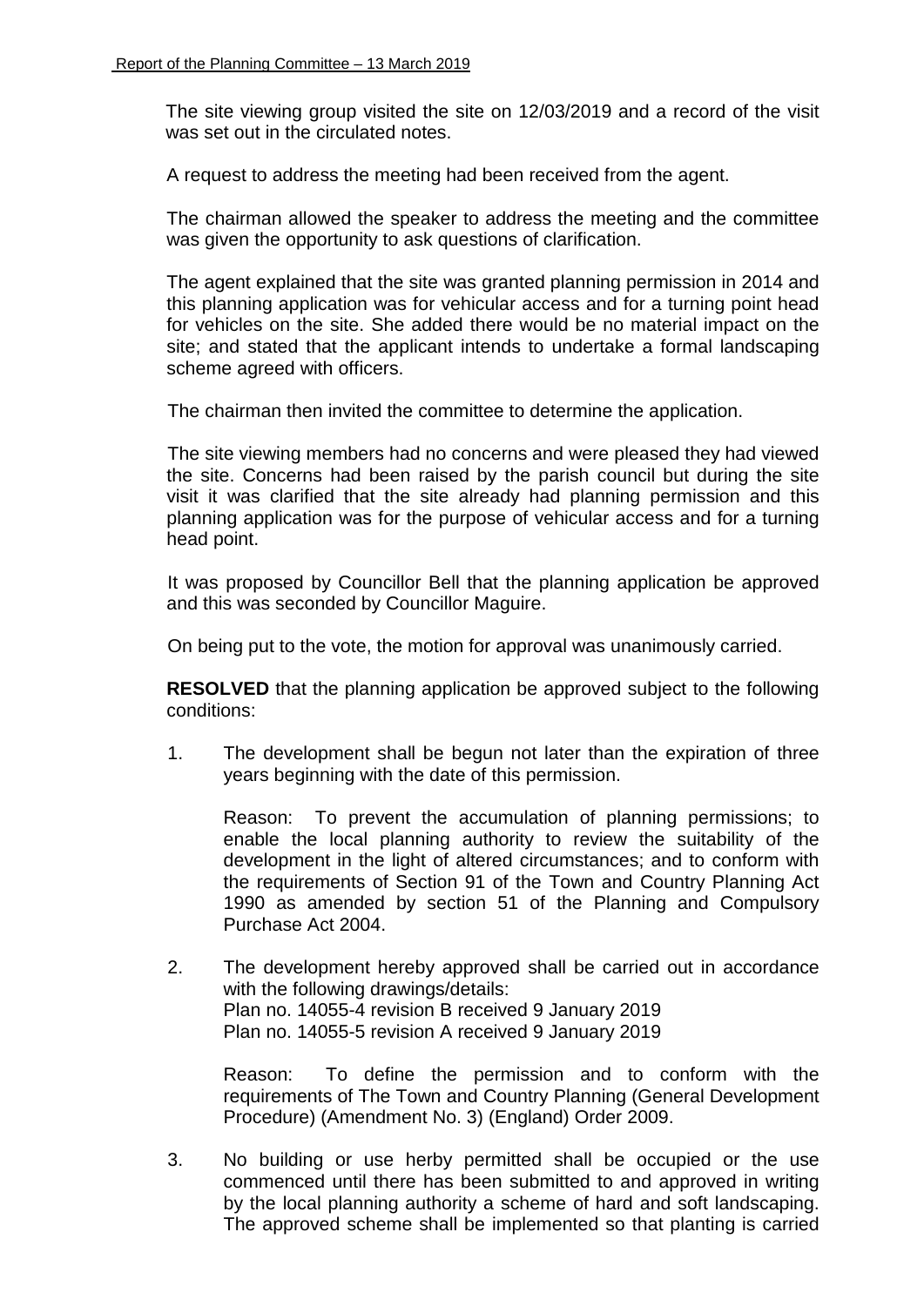The site viewing group visited the site on 12/03/2019 and a record of the visit was set out in the circulated notes.

A request to address the meeting had been received from the agent.

The chairman allowed the speaker to address the meeting and the committee was given the opportunity to ask questions of clarification.

The agent explained that the site was granted planning permission in 2014 and this planning application was for vehicular access and for a turning point head for vehicles on the site. She added there would be no material impact on the site; and stated that the applicant intends to undertake a formal landscaping scheme agreed with officers.

The chairman then invited the committee to determine the application.

The site viewing members had no concerns and were pleased they had viewed the site. Concerns had been raised by the parish council but during the site visit it was clarified that the site already had planning permission and this planning application was for the purpose of vehicular access and for a turning head point.

It was proposed by Councillor Bell that the planning application be approved and this was seconded by Councillor Maguire.

On being put to the vote, the motion for approval was unanimously carried.

**RESOLVED** that the planning application be approved subject to the following conditions:

1. The development shall be begun not later than the expiration of three years beginning with the date of this permission.

   Reason: To prevent the accumulation of planning permissions; to enable the local planning authority to review the suitability of the development in the light of altered circumstances; and to conform with the requirements of Section 91 of the Town and Country Planning Act 1990 as amended by section 51 of the Planning and Compulsory Purchase Act 2004.

2. The development hereby approved shall be carried out in accordance with the following drawings/details:
   Plan no. 14055-4 revision B received 9 January 2019
   Plan no. 14055-5 revision A received 9 January 2019

   Reason: To define the permission and to conform with the requirements of The Town and Country Planning (General Development Procedure) (Amendment No. 3) (England) Order 2009.

3. No building or use herby permitted shall be occupied or the use commenced until there has been submitted to and approved in writing by the local planning authority a scheme of hard and soft landscaping. The approved scheme shall be implemented so that planting is carried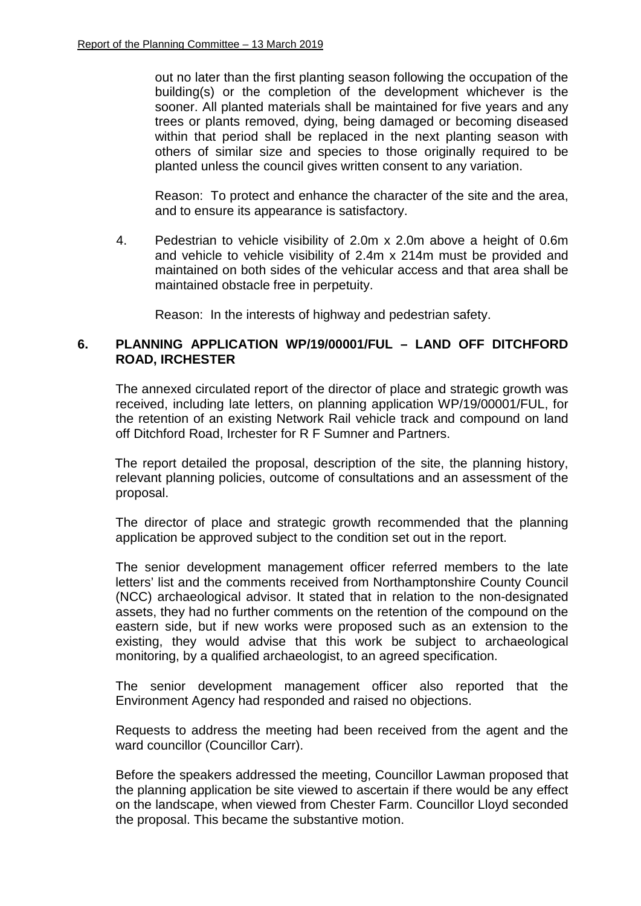out no later than the first planting season following the occupation of the building(s) or the completion of the development whichever is the sooner. All planted materials shall be maintained for five years and any trees or plants removed, dying, being damaged or becoming diseased within that period shall be replaced in the next planting season with others of similar size and species to those originally required to be planted unless the council gives written consent to any variation.

Reason: To protect and enhance the character of the site and the area, and to ensure its appearance is satisfactory.

4. Pedestrian to vehicle visibility of 2.0m x 2.0m above a height of 0.6m and vehicle to vehicle visibility of 2.4m x 214m must be provided and maintained on both sides of the vehicular access and that area shall be maintained obstacle free in perpetuity.

Reason: In the interests of highway and pedestrian safety.

## 6. PLANNING APPLICATION WP/19/00001/FUL – LAND OFF DITCHFORD ROAD, IRCHESTER

The annexed circulated report of the director of place and strategic growth was received, including late letters, on planning application WP/19/00001/FUL, for the retention of an existing Network Rail vehicle track and compound on land off Ditchford Road, Irchester for R F Sumner and Partners.

The report detailed the proposal, description of the site, the planning history, relevant planning policies, outcome of consultations and an assessment of the proposal.

The director of place and strategic growth recommended that the planning application be approved subject to the condition set out in the report.

The senior development management officer referred members to the late letters' list and the comments received from Northamptonshire County Council (NCC) archaeological advisor. It stated that in relation to the non-designated assets, they had no further comments on the retention of the compound on the eastern side, but if new works were proposed such as an extension to the existing, they would advise that this work be subject to archaeological monitoring, by a qualified archaeologist, to an agreed specification.

The senior development management officer also reported that the Environment Agency had responded and raised no objections.

Requests to address the meeting had been received from the agent and the ward councillor (Councillor Carr).

Before the speakers addressed the meeting, Councillor Lawman proposed that the planning application be site viewed to ascertain if there would be any effect on the landscape, when viewed from Chester Farm. Councillor Lloyd seconded the proposal. This became the substantive motion.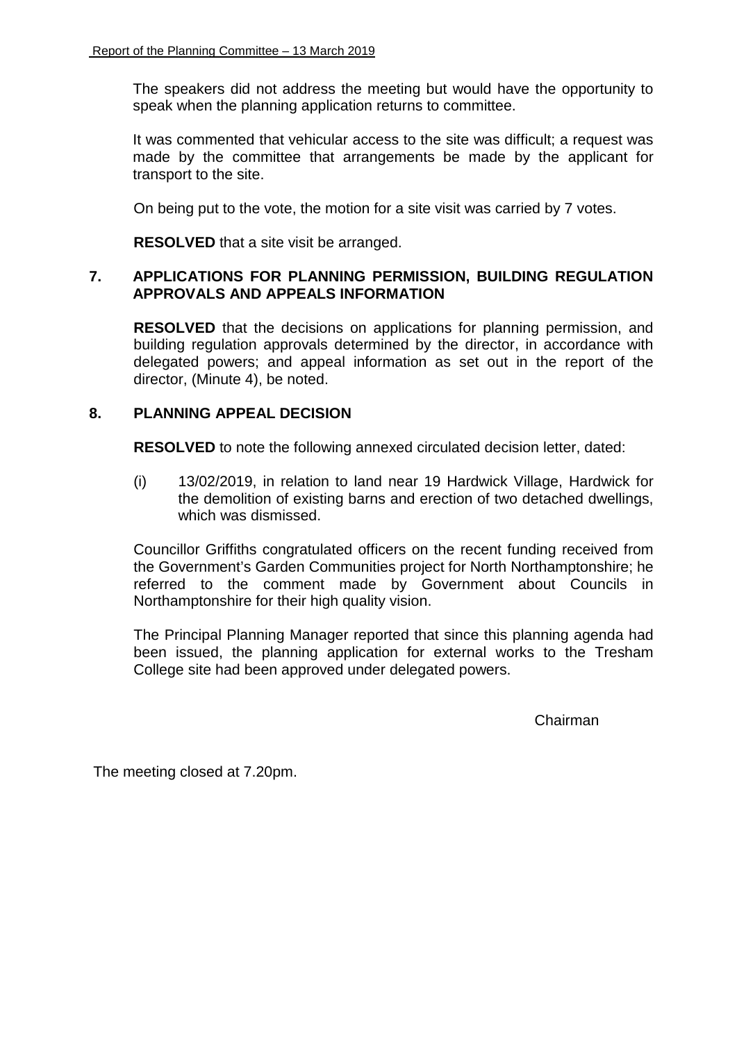The speakers did not address the meeting but would have the opportunity to speak when the planning application returns to committee.

It was commented that vehicular access to the site was difficult; a request was made by the committee that arrangements be made by the applicant for transport to the site.

On being put to the vote, the motion for a site visit was carried by 7 votes.

**RESOLVED** that a site visit be arranged.

## 7. APPLICATIONS FOR PLANNING PERMISSION, BUILDING REGULATION APPROVALS AND APPEALS INFORMATION

**RESOLVED** that the decisions on applications for planning permission, and building regulation approvals determined by the director, in accordance with delegated powers; and appeal information as set out in the report of the director, (Minute 4), be noted.

## 8. PLANNING APPEAL DECISION

**RESOLVED** to note the following annexed circulated decision letter, dated:

(i) 13/02/2019, in relation to land near 19 Hardwick Village, Hardwick for the demolition of existing barns and erection of two detached dwellings, which was dismissed.

Councillor Griffiths congratulated officers on the recent funding received from the Government's Garden Communities project for North Northamptonshire; he referred to the comment made by Government about Councils in Northamptonshire for their high quality vision.

The Principal Planning Manager reported that since this planning agenda had been issued, the planning application for external works to the Tresham College site had been approved under delegated powers.

Chairman

The meeting closed at 7.20pm.